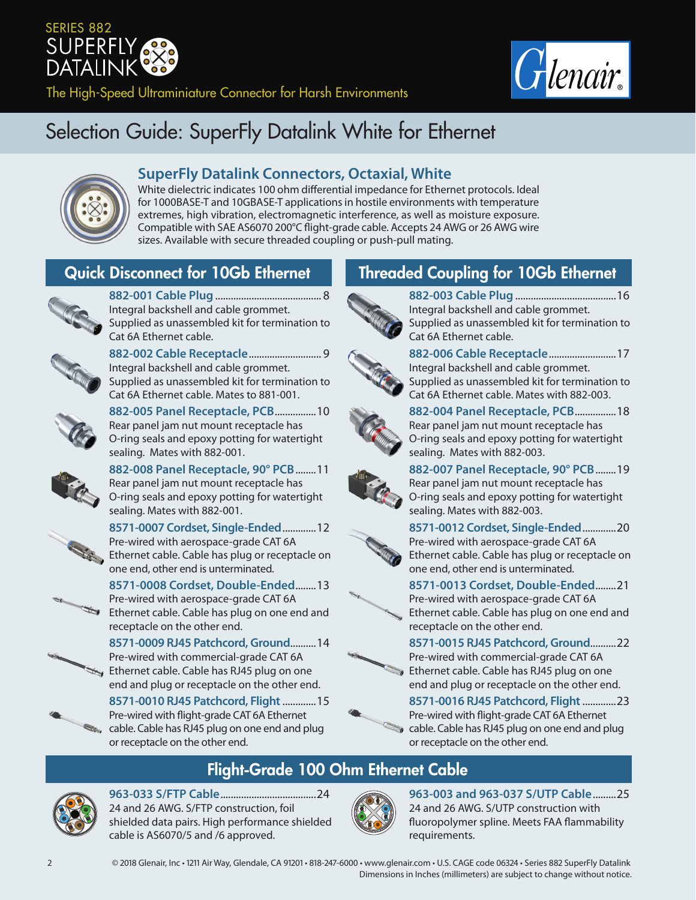SERIES 882
SUPERFLY DATALINK
The High-Speed Ultraminiature Connector for Harsh Environments

# Selection Guide: SuperFly Datalink White for Ethernet

## SuperFly Datalink Connectors, Octaxial, White

White dielectric indicates 100 ohm differential impedance for Ethernet protocols. Ideal for 1000BASE-T and 10GBASE-T applications in hostile environments with temperature extremes, high vibration, electromagnetic interference, as well as moisture exposure. Compatible with SAE AS6070 200°C flight-grade cable. Accepts 24 AWG or 26 AWG wire sizes. Available with secure threaded coupling or push-pull mating.

## Quick Disconnect for 10Gb Ethernet

**882-001 Cable Plug** .......... 8
Integral backshell and cable grommet. Supplied as unassembled kit for termination to Cat 6A Ethernet cable.

**882-002 Cable Receptacle** .......... 9
Integral backshell and cable grommet. Supplied as unassembled kit for termination to Cat 6A Ethernet cable. Mates to 881-001.

**882-005 Panel Receptacle, PCB** .......... 10
Rear panel jam nut mount receptacle has O-ring seals and epoxy potting for watertight sealing. Mates with 882-001.

**882-008 Panel Receptacle, 90° PCB** .......... 11
Rear panel jam nut mount receptacle has O-ring seals and epoxy potting for watertight sealing. Mates with 882-001.

**8571-0007 Cordset, Single-Ended** .......... 12
Pre-wired with aerospace-grade CAT 6A Ethernet cable. Cable has plug or receptacle on one end, other end is unterminated.

**8571-0008 Cordset, Double-Ended** .......... 13
Pre-wired with aerospace-grade CAT 6A Ethernet cable. Cable has plug on one end and receptacle on the other end.

**8571-0009 RJ45 Patchcord, Ground** .......... 14
Pre-wired with commercial-grade CAT 6A Ethernet cable. Cable has RJ45 plug on one end and plug or receptacle on the other end.

**8571-0010 RJ45 Patchcord, Flight** .......... 15
Pre-wired with flight-grade CAT 6A Ethernet cable. Cable has RJ45 plug on one end and plug or receptacle on the other end.

## Threaded Coupling for 10Gb Ethernet

**882-003 Cable Plug** .......... 16
Integral backshell and cable grommet. Supplied as unassembled kit for termination to Cat 6A Ethernet cable.

**882-006 Cable Receptacle** .......... 17
Integral backshell and cable grommet. Supplied as unassembled kit for termination to Cat 6A Ethernet cable. Mates with 882-003.

**882-004 Panel Receptacle, PCB** .......... 18
Rear panel jam nut mount receptacle has O-ring seals and epoxy potting for watertight sealing. Mates with 882-003.

**882-007 Panel Receptacle, 90° PCB** .......... 19
Rear panel jam nut mount receptacle has O-ring seals and epoxy potting for watertight sealing. Mates with 882-003.

**8571-0012 Cordset, Single-Ended** .......... 20
Pre-wired with aerospace-grade CAT 6A Ethernet cable. Cable has plug or receptacle on one end, other end is unterminated.

**8571-0013 Cordset, Double-Ended** .......... 21
Pre-wired with aerospace-grade CAT 6A Ethernet cable. Cable has plug on one end and receptacle on the other end.

**8571-0015 RJ45 Patchcord, Ground** .......... 22
Pre-wired with commercial-grade CAT 6A Ethernet cable. Cable has RJ45 plug on one end and plug or receptacle on the other end.

**8571-0016 RJ45 Patchcord, Flight** .......... 23
Pre-wired with flight-grade CAT 6A Ethernet cable. Cable has RJ45 plug on one end and plug or receptacle on the other end.

## Flight-Grade 100 Ohm Ethernet Cable

**963-033 S/FTP Cable** .......... 24
24 and 26 AWG. S/FTP construction, foil shielded data pairs. High performance shielded cable is AS6070/5 and /6 approved.

**963-003 and 963-037 S/UTP Cable** .......... 25
24 and 26 AWG. S/UTP construction with fluoropolymer spline. Meets FAA flammability requirements.

© 2018 Glenair, Inc • 1211 Air Way, Glendale, CA 91201 • 818-247-6000 • www.glenair.com • U.S. CAGE code 06324 • Series 882 SuperFly Datalink
Dimensions in Inches (millimeters) are subject to change without notice.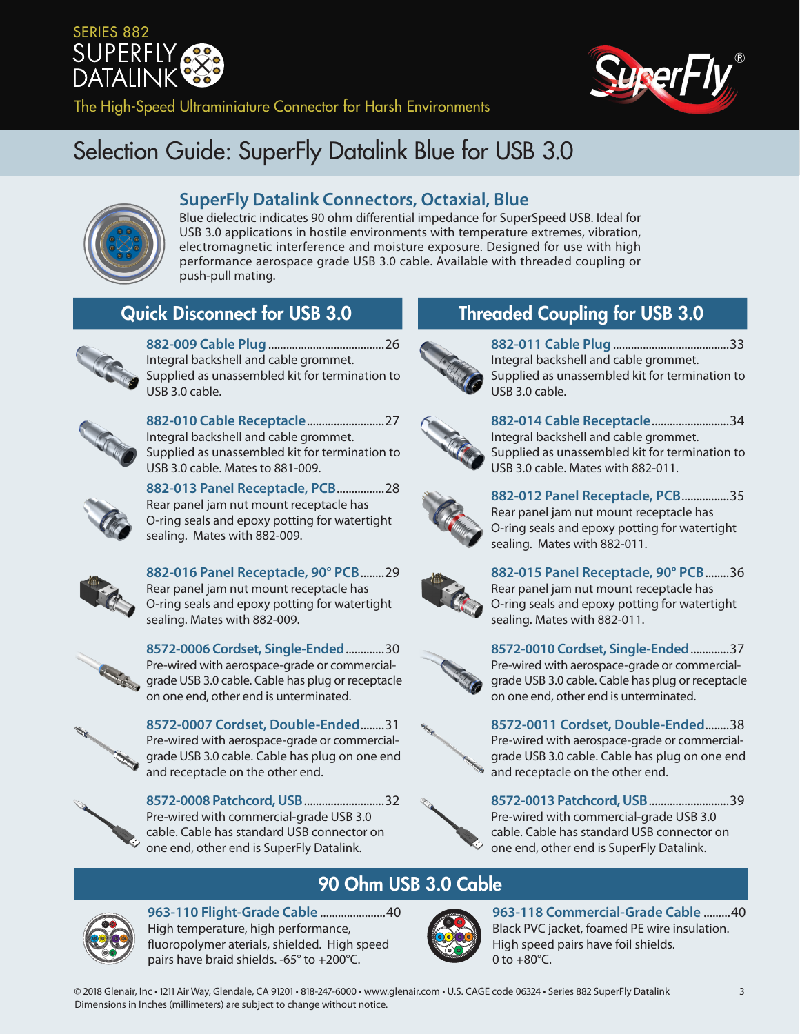SERIES 882
SUPERFLY DATALINK
The High-Speed Ultraminiature Connector for Harsh Environments

# Selection Guide: SuperFly Datalink Blue for USB 3.0

## SuperFly Datalink Connectors, Octaxial, Blue

Blue dielectric indicates 90 ohm differential impedance for SuperSpeed USB. Ideal for USB 3.0 applications in hostile environments with temperature extremes, vibration, electromagnetic interference and moisture exposure. Designed for use with high performance aerospace grade USB 3.0 cable. Available with threaded coupling or push-pull mating.

## Quick Disconnect for USB 3.0

**882-009 Cable Plug** .......................................26
Integral backshell and cable grommet. Supplied as unassembled kit for termination to USB 3.0 cable.

**882-010 Cable Receptacle** ..........................27
Integral backshell and cable grommet. Supplied as unassembled kit for termination to USB 3.0 cable. Mates to 881-009.

**882-013 Panel Receptacle, PCB** ................28
Rear panel jam nut mount receptacle has O-ring seals and epoxy potting for watertight sealing. Mates with 882-009.

**882-016 Panel Receptacle, 90° PCB** ........29
Rear panel jam nut mount receptacle has O-ring seals and epoxy potting for watertight sealing. Mates with 882-009.

**8572-0006 Cordset, Single-Ended** .............30
Pre-wired with aerospace-grade or commercial-grade USB 3.0 cable. Cable has plug or receptacle on one end, other end is unterminated.

**8572-0007 Cordset, Double-Ended** ........31
Pre-wired with aerospace-grade or commercial-grade USB 3.0 cable. Cable has plug on one end and receptacle on the other end.

**8572-0008 Patchcord, USB** ...........................32
Pre-wired with commercial-grade USB 3.0 cable. Cable has standard USB connector on one end, other end is SuperFly Datalink.

## Threaded Coupling for USB 3.0

**882-011 Cable Plug** .......................................33
Integral backshell and cable grommet. Supplied as unassembled kit for termination to USB 3.0 cable.

**882-014 Cable Receptacle** ..........................34
Integral backshell and cable grommet. Supplied as unassembled kit for termination to USB 3.0 cable. Mates with 882-011.

**882-012 Panel Receptacle, PCB** ................35
Rear panel jam nut mount receptacle has O-ring seals and epoxy potting for watertight sealing. Mates with 882-011.

**882-015 Panel Receptacle, 90° PCB** ........36
Rear panel jam nut mount receptacle has O-ring seals and epoxy potting for watertight sealing. Mates with 882-011.

**8572-0010 Cordset, Single-Ended** .............37
Pre-wired with aerospace-grade or commercial-grade USB 3.0 cable. Cable has plug or receptacle on one end, other end is unterminated.

**8572-0011 Cordset, Double-Ended** ........38
Pre-wired with aerospace-grade or commercial-grade USB 3.0 cable. Cable has plug on one end and receptacle on the other end.

**8572-0013 Patchcord, USB** ...........................39
Pre-wired with commercial-grade USB 3.0 cable. Cable has standard USB connector on one end, other end is SuperFly Datalink.

## 90 Ohm USB 3.0 Cable

**963-110 Flight-Grade Cable** ......................40
High temperature, high performance, fluoropolymer aterials, shielded. High speed pairs have braid shields. -65° to +200°C.

**963-118 Commercial-Grade Cable** .........40
Black PVC jacket, foamed PE wire insulation. High speed pairs have foil shields. 0 to +80°C.

© 2018 Glenair, Inc • 1211 Air Way, Glendale, CA 91201 • 818-247-6000 • www.glenair.com • U.S. CAGE code 06324 • Series 882 SuperFly Datalink
Dimensions in Inches (millimeters) are subject to change without notice.